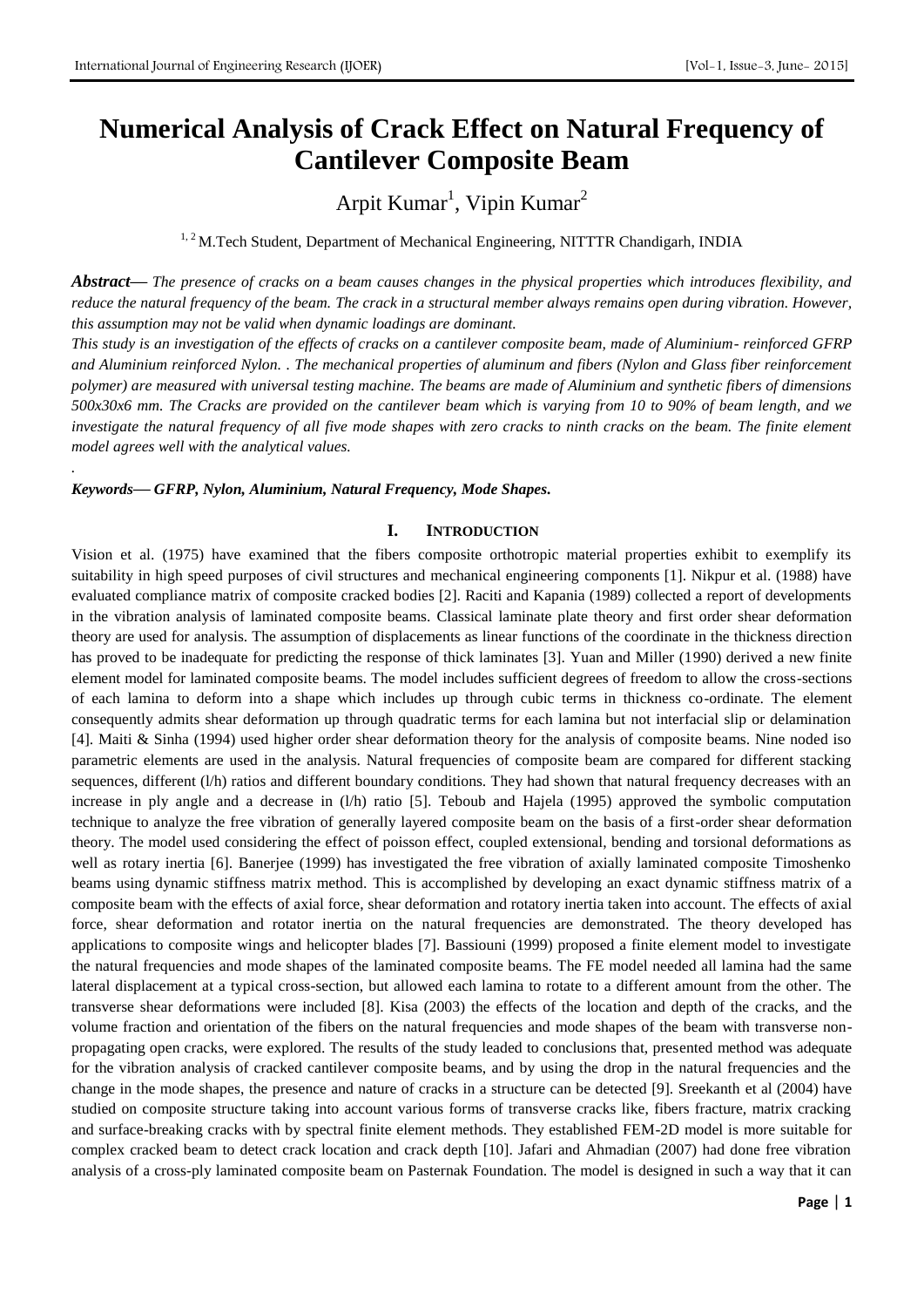# Numerical Analysis of Crack Effect on Natural Frequency of Cantilever Composite Beam

Arpit Kumar[1], Vipin Kumar[2]

[1, 2] M.Tech Student, Department of Mechanical Engineering, NITTTR Chandigarh, INDIA

***Abstract***— *The presence of cracks on a beam causes changes in the physical properties which introduces flexibility, and reduce the natural frequency of the beam. The crack in a structural member always remains open during vibration. However, this assumption may not be valid when dynamic loadings are dominant.*

*This study is an investigation of the effects of cracks on a cantilever composite beam, made of Aluminium- reinforced GFRP and Aluminium reinforced Nylon. . The mechanical properties of aluminum and fibers (Nylon and Glass fiber reinforcement polymer) are measured with universal testing machine. The beams are made of Aluminium and synthetic fibers of dimensions 500x30x6 mm. The Cracks are provided on the cantilever beam which is varying from 10 to 90% of beam length, and we investigate the natural frequency of all five mode shapes with zero cracks to ninth cracks on the beam. The finite element model agrees well with the analytical values.*

.

***Keywords— GFRP, Nylon, Aluminium, Natural Frequency, Mode Shapes.***

## I. Introduction

Vision et al. (1975) have examined that the fibers composite orthotropic material properties exhibit to exemplify its suitability in high speed purposes of civil structures and mechanical engineering components [1]. Nikpur et al. (1988) have evaluated compliance matrix of composite cracked bodies [2]. Raciti and Kapania (1989) collected a report of developments in the vibration analysis of laminated composite beams. Classical laminate plate theory and first order shear deformation theory are used for analysis. The assumption of displacements as linear functions of the coordinate in the thickness direction has proved to be inadequate for predicting the response of thick laminates [3]. Yuan and Miller (1990) derived a new finite element model for laminated composite beams. The model includes sufficient degrees of freedom to allow the cross-sections of each lamina to deform into a shape which includes up through cubic terms in thickness co-ordinate. The element consequently admits shear deformation up through quadratic terms for each lamina but not interfacial slip or delamination [4]. Maiti & Sinha (1994) used higher order shear deformation theory for the analysis of composite beams. Nine noded iso parametric elements are used in the analysis. Natural frequencies of composite beam are compared for different stacking sequences, different (l/h) ratios and different boundary conditions. They had shown that natural frequency decreases with an increase in ply angle and a decrease in (l/h) ratio [5]. Teboub and Hajela (1995) approved the symbolic computation technique to analyze the free vibration of generally layered composite beam on the basis of a first-order shear deformation theory. The model used considering the effect of poisson effect, coupled extensional, bending and torsional deformations as well as rotary inertia [6]. Banerjee (1999) has investigated the free vibration of axially laminated composite Timoshenko beams using dynamic stiffness matrix method. This is accomplished by developing an exact dynamic stiffness matrix of a composite beam with the effects of axial force, shear deformation and rotatory inertia taken into account. The effects of axial force, shear deformation and rotator inertia on the natural frequencies are demonstrated. The theory developed has applications to composite wings and helicopter blades [7]. Bassiouni (1999) proposed a finite element model to investigate the natural frequencies and mode shapes of the laminated composite beams. The FE model needed all lamina had the same lateral displacement at a typical cross-section, but allowed each lamina to rotate to a different amount from the other. The transverse shear deformations were included [8]. Kisa (2003) the effects of the location and depth of the cracks, and the volume fraction and orientation of the fibers on the natural frequencies and mode shapes of the beam with transverse non-propagating open cracks, were explored. The results of the study leaded to conclusions that, presented method was adequate for the vibration analysis of cracked cantilever composite beams, and by using the drop in the natural frequencies and the change in the mode shapes, the presence and nature of cracks in a structure can be detected [9]. Sreekanth et al (2004) have studied on composite structure taking into account various forms of transverse cracks like, fibers fracture, matrix cracking and surface-breaking cracks with by spectral finite element methods. They established FEM-2D model is more suitable for complex cracked beam to detect crack location and crack depth [10]. Jafari and Ahmadian (2007) had done free vibration analysis of a cross-ply laminated composite beam on Pasternak Foundation. The model is designed in such a way that it can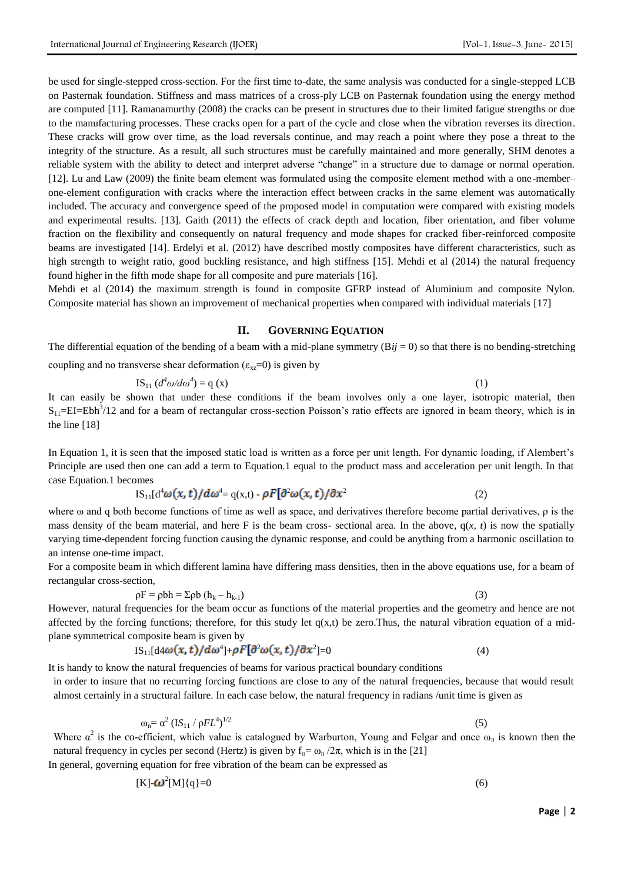be used for single-stepped cross-section. For the first time to-date, the same analysis was conducted for a single-stepped LCB on Pasternak foundation. Stiffness and mass matrices of a cross-ply LCB on Pasternak foundation using the energy method are computed [11]. Ramanamurthy (2008) the cracks can be present in structures due to their limited fatigue strengths or due to the manufacturing processes. These cracks open for a part of the cycle and close when the vibration reverses its direction. These cracks will grow over time, as the load reversals continue, and may reach a point where they pose a threat to the integrity of the structure. As a result, all such structures must be carefully maintained and more generally, SHM denotes a reliable system with the ability to detect and interpret adverse "change" in a structure due to damage or normal operation. [12]. Lu and Law (2009) the finite beam element was formulated using the composite element method with a one-member–one-element configuration with cracks where the interaction effect between cracks in the same element was automatically included. The accuracy and convergence speed of the proposed model in computation were compared with existing models and experimental results. [13]. Gaith (2011) the effects of crack depth and location, fiber orientation, and fiber volume fraction on the flexibility and consequently on natural frequency and mode shapes for cracked fiber-reinforced composite beams are investigated [14]. Erdelyi et al. (2012) have described mostly composites have different characteristics, such as high strength to weight ratio, good buckling resistance, and high stiffness [15]. Mehdi et al (2014) the natural frequency found higher in the fifth mode shape for all composite and pure materials [16].

Mehdi et al (2014) the maximum strength is found in composite GFRP instead of Aluminium and composite Nylon. Composite material has shown an improvement of mechanical properties when compared with individual materials [17]

## II. GOVERNING EQUATION

The differential equation of the bending of a beam with a mid-plane symmetry ($B_{ij} = 0$) so that there is no bending-stretching coupling and no transverse shear deformation ($\varepsilon_{xz}=0$) is given by

$$IS_{11}\,(d^4\omega/d\omega^4) = q\,(x) \tag{1}$$

It can easily be shown that under these conditions if the beam involves only a one layer, isotropic material, then $S_{11}=EI=Ebh^3/12$ and for a beam of rectangular cross-section Poisson's ratio effects are ignored in beam theory, which is in the line [18]

In Equation 1, it is seen that the imposed static load is written as a force per unit length. For dynamic loading, if Alembert's Principle are used then one can add a term to Equation.1 equal to the product mass and acceleration per unit length. In that case Equation.1 becomes

$$IS_{11}[d^4\omega(x,t)/d\omega^4= q(x,t) - \rho F[\partial^2\omega(x,t)/\partial x^2 \tag{2}$$

where ω and q both become functions of time as well as space, and derivatives therefore become partial derivatives, ρ is the mass density of the beam material, and here F is the beam cross- sectional area. In the above, $q(x, t)$ is now the spatially varying time-dependent forcing function causing the dynamic response, and could be anything from a harmonic oscillation to an intense one-time impact.

For a composite beam in which different lamina have differing mass densities, then in the above equations use, for a beam of rectangular cross-section,

$$\rho F = \rho bh = \Sigma\rho b\,(h_k - h_{k-1}) \tag{3}$$

However, natural frequencies for the beam occur as functions of the material properties and the geometry and hence are not affected by the forcing functions; therefore, for this study let q(x,t) be zero.Thus, the natural vibration equation of a mid-plane symmetrical composite beam is given by

$$IS_{11}[d4\omega(x,t)/d\omega^4]+\rho F[\partial^2\omega(x,t)/\partial x^2]=0 \tag{4}$$

It is handy to know the natural frequencies of beams for various practical boundary conditions in order to insure that no recurring forcing functions are close to any of the natural frequencies, because that would result almost certainly in a structural failure. In each case below, the natural frequency in radians /unit time is given as

$$\omega_n= \alpha^2\,(IS_{11}\,/\,\rho FL^4)^{1/2} \tag{5}$$

Where $\alpha^2$ is the co-efficient, which value is catalogued by Warburton, Young and Felgar and once $\omega_n$ is known then the natural frequency in cycles per second (Hertz) is given by $f_n= \omega_n\,/2\pi$, which is in the [21]

In general, governing equation for free vibration of the beam can be expressed as

$$[K]-\omega^2[M]\{q\}=0 \tag{6}$$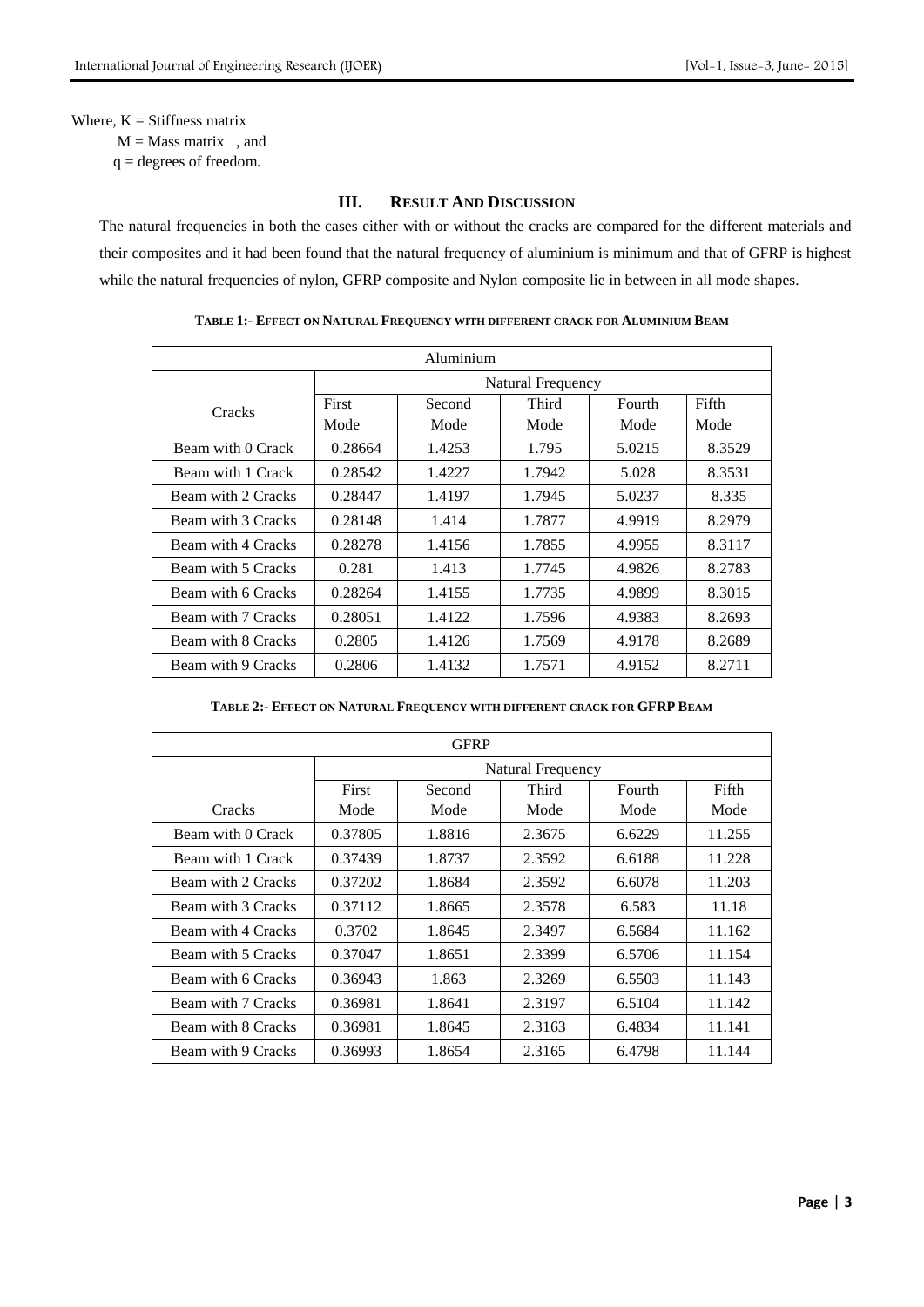Where, K = Stiffness matrix

M = Mass matrix , and

q = degrees of freedom.

## III. RESULT AND DISCUSSION

The natural frequencies in both the cases either with or without the cracks are compared for the different materials and their composites and it had been found that the natural frequency of aluminium is minimum and that of GFRP is highest while the natural frequencies of nylon, GFRP composite and Nylon composite lie in between in all mode shapes.

**TABLE 1:- EFFECT ON NATURAL FREQUENCY WITH DIFFERENT CRACK FOR ALUMINIUM BEAM**

| Aluminium | | | | | |
|---|---|---|---|---|---|
| Cracks | Natural Frequency | | | | |
| | First Mode | Second Mode | Third Mode | Fourth Mode | Fifth Mode |
| Beam with 0 Crack | 0.28664 | 1.4253 | 1.795 | 5.0215 | 8.3529 |
| Beam with 1 Crack | 0.28542 | 1.4227 | 1.7942 | 5.028 | 8.3531 |
| Beam with 2 Cracks | 0.28447 | 1.4197 | 1.7945 | 5.0237 | 8.335 |
| Beam with 3 Cracks | 0.28148 | 1.414 | 1.7877 | 4.9919 | 8.2979 |
| Beam with 4 Cracks | 0.28278 | 1.4156 | 1.7855 | 4.9955 | 8.3117 |
| Beam with 5 Cracks | 0.281 | 1.413 | 1.7745 | 4.9826 | 8.2783 |
| Beam with 6 Cracks | 0.28264 | 1.4155 | 1.7735 | 4.9899 | 8.3015 |
| Beam with 7 Cracks | 0.28051 | 1.4122 | 1.7596 | 4.9383 | 8.2693 |
| Beam with 8 Cracks | 0.2805 | 1.4126 | 1.7569 | 4.9178 | 8.2689 |
| Beam with 9 Cracks | 0.2806 | 1.4132 | 1.7571 | 4.9152 | 8.2711 |

**TABLE 2:- EFFECT ON NATURAL FREQUENCY WITH DIFFERENT CRACK FOR GFRP BEAM**

| GFRP | | | | | |
|---|---|---|---|---|---|
| | Natural Frequency | | | | |
| Cracks | First Mode | Second Mode | Third Mode | Fourth Mode | Fifth Mode |
| Beam with 0 Crack | 0.37805 | 1.8816 | 2.3675 | 6.6229 | 11.255 |
| Beam with 1 Crack | 0.37439 | 1.8737 | 2.3592 | 6.6188 | 11.228 |
| Beam with 2 Cracks | 0.37202 | 1.8684 | 2.3592 | 6.6078 | 11.203 |
| Beam with 3 Cracks | 0.37112 | 1.8665 | 2.3578 | 6.583 | 11.18 |
| Beam with 4 Cracks | 0.3702 | 1.8645 | 2.3497 | 6.5684 | 11.162 |
| Beam with 5 Cracks | 0.37047 | 1.8651 | 2.3399 | 6.5706 | 11.154 |
| Beam with 6 Cracks | 0.36943 | 1.863 | 2.3269 | 6.5503 | 11.143 |
| Beam with 7 Cracks | 0.36981 | 1.8641 | 2.3197 | 6.5104 | 11.142 |
| Beam with 8 Cracks | 0.36981 | 1.8645 | 2.3163 | 6.4834 | 11.141 |
| Beam with 9 Cracks | 0.36993 | 1.8654 | 2.3165 | 6.4798 | 11.144 |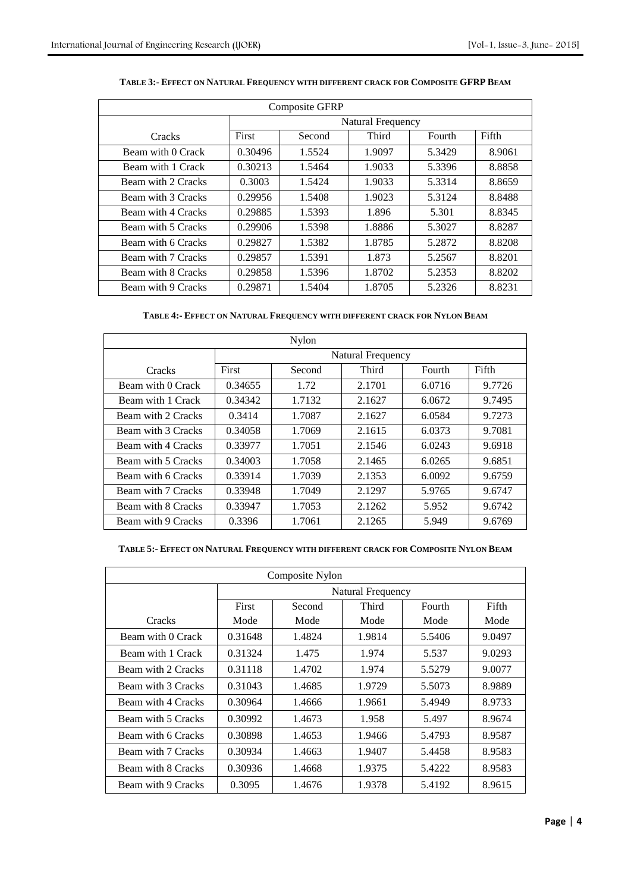**TABLE 3:- EFFECT ON NATURAL FREQUENCY WITH DIFFERENT CRACK FOR COMPOSITE GFRP BEAM**

| Composite GFRP | | | | | |
|---|---|---|---|---|---|
| | Natural Frequency | | | | |
| Cracks | First | Second | Third | Fourth | Fifth |
| Beam with 0 Crack | 0.30496 | 1.5524 | 1.9097 | 5.3429 | 8.9061 |
| Beam with 1 Crack | 0.30213 | 1.5464 | 1.9033 | 5.3396 | 8.8858 |
| Beam with 2 Cracks | 0.3003 | 1.5424 | 1.9033 | 5.3314 | 8.8659 |
| Beam with 3 Cracks | 0.29956 | 1.5408 | 1.9023 | 5.3124 | 8.8488 |
| Beam with 4 Cracks | 0.29885 | 1.5393 | 1.896 | 5.301 | 8.8345 |
| Beam with 5 Cracks | 0.29906 | 1.5398 | 1.8886 | 5.3027 | 8.8287 |
| Beam with 6 Cracks | 0.29827 | 1.5382 | 1.8785 | 5.2872 | 8.8208 |
| Beam with 7 Cracks | 0.29857 | 1.5391 | 1.873 | 5.2567 | 8.8201 |
| Beam with 8 Cracks | 0.29858 | 1.5396 | 1.8702 | 5.2353 | 8.8202 |
| Beam with 9 Cracks | 0.29871 | 1.5404 | 1.8705 | 5.2326 | 8.8231 |

**TABLE 4:- EFFECT ON NATURAL FREQUENCY WITH DIFFERENT CRACK FOR NYLON BEAM**

| Nylon | | | | | |
|---|---|---|---|---|---|
| | Natural Frequency | | | | |
| Cracks | First | Second | Third | Fourth | Fifth |
| Beam with 0 Crack | 0.34655 | 1.72 | 2.1701 | 6.0716 | 9.7726 |
| Beam with 1 Crack | 0.34342 | 1.7132 | 2.1627 | 6.0672 | 9.7495 |
| Beam with 2 Cracks | 0.3414 | 1.7087 | 2.1627 | 6.0584 | 9.7273 |
| Beam with 3 Cracks | 0.34058 | 1.7069 | 2.1615 | 6.0373 | 9.7081 |
| Beam with 4 Cracks | 0.33977 | 1.7051 | 2.1546 | 6.0243 | 9.6918 |
| Beam with 5 Cracks | 0.34003 | 1.7058 | 2.1465 | 6.0265 | 9.6851 |
| Beam with 6 Cracks | 0.33914 | 1.7039 | 2.1353 | 6.0092 | 9.6759 |
| Beam with 7 Cracks | 0.33948 | 1.7049 | 2.1297 | 5.9765 | 9.6747 |
| Beam with 8 Cracks | 0.33947 | 1.7053 | 2.1262 | 5.952 | 9.6742 |
| Beam with 9 Cracks | 0.3396 | 1.7061 | 2.1265 | 5.949 | 9.6769 |

**TABLE 5:- EFFECT ON NATURAL FREQUENCY WITH DIFFERENT CRACK FOR COMPOSITE NYLON BEAM**

| Composite Nylon | | | | | |
|---|---|---|---|---|---|
| | Natural Frequency | | | | |
| Cracks | First Mode | Second Mode | Third Mode | Fourth Mode | Fifth Mode |
| Beam with 0 Crack | 0.31648 | 1.4824 | 1.9814 | 5.5406 | 9.0497 |
| Beam with 1 Crack | 0.31324 | 1.475 | 1.974 | 5.537 | 9.0293 |
| Beam with 2 Cracks | 0.31118 | 1.4702 | 1.974 | 5.5279 | 9.0077 |
| Beam with 3 Cracks | 0.31043 | 1.4685 | 1.9729 | 5.5073 | 8.9889 |
| Beam with 4 Cracks | 0.30964 | 1.4666 | 1.9661 | 5.4949 | 8.9733 |
| Beam with 5 Cracks | 0.30992 | 1.4673 | 1.958 | 5.497 | 8.9674 |
| Beam with 6 Cracks | 0.30898 | 1.4653 | 1.9466 | 5.4793 | 8.9587 |
| Beam with 7 Cracks | 0.30934 | 1.4663 | 1.9407 | 5.4458 | 8.9583 |
| Beam with 8 Cracks | 0.30936 | 1.4668 | 1.9375 | 5.4222 | 8.9583 |
| Beam with 9 Cracks | 0.3095 | 1.4676 | 1.9378 | 5.4192 | 8.9615 |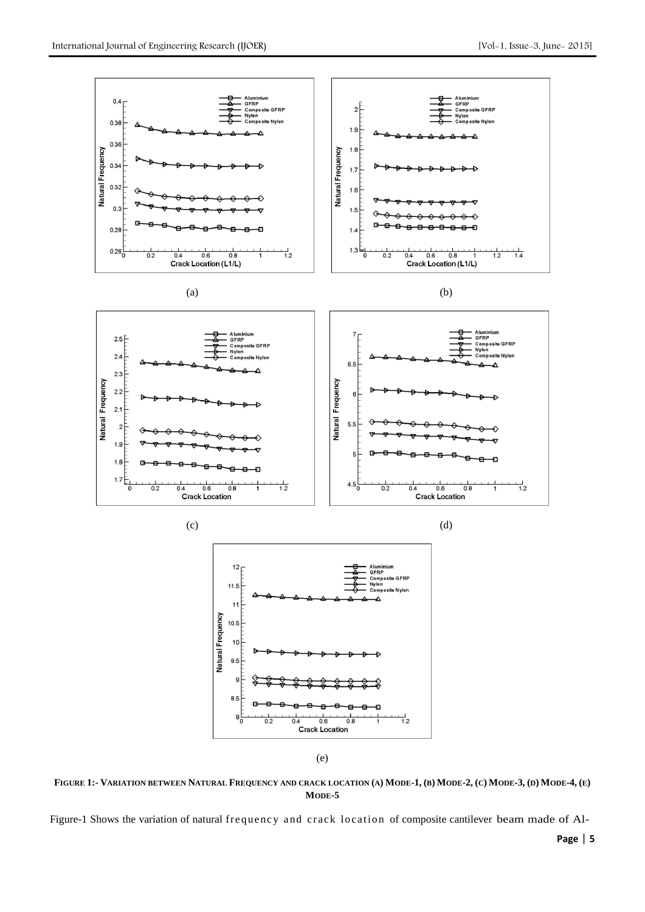(a)

(b)

(c)

(d)

(e)

**FIGURE 1:- VARIATION BETWEEN NATURAL FREQUENCY AND CRACK LOCATION (A) MODE-1, (B) MODE-2, (C) MODE-3, (D) MODE-4, (E) MODE-5**

Figure-1 Shows the variation of natural frequency and crack location of composite cantilever beam made of Al-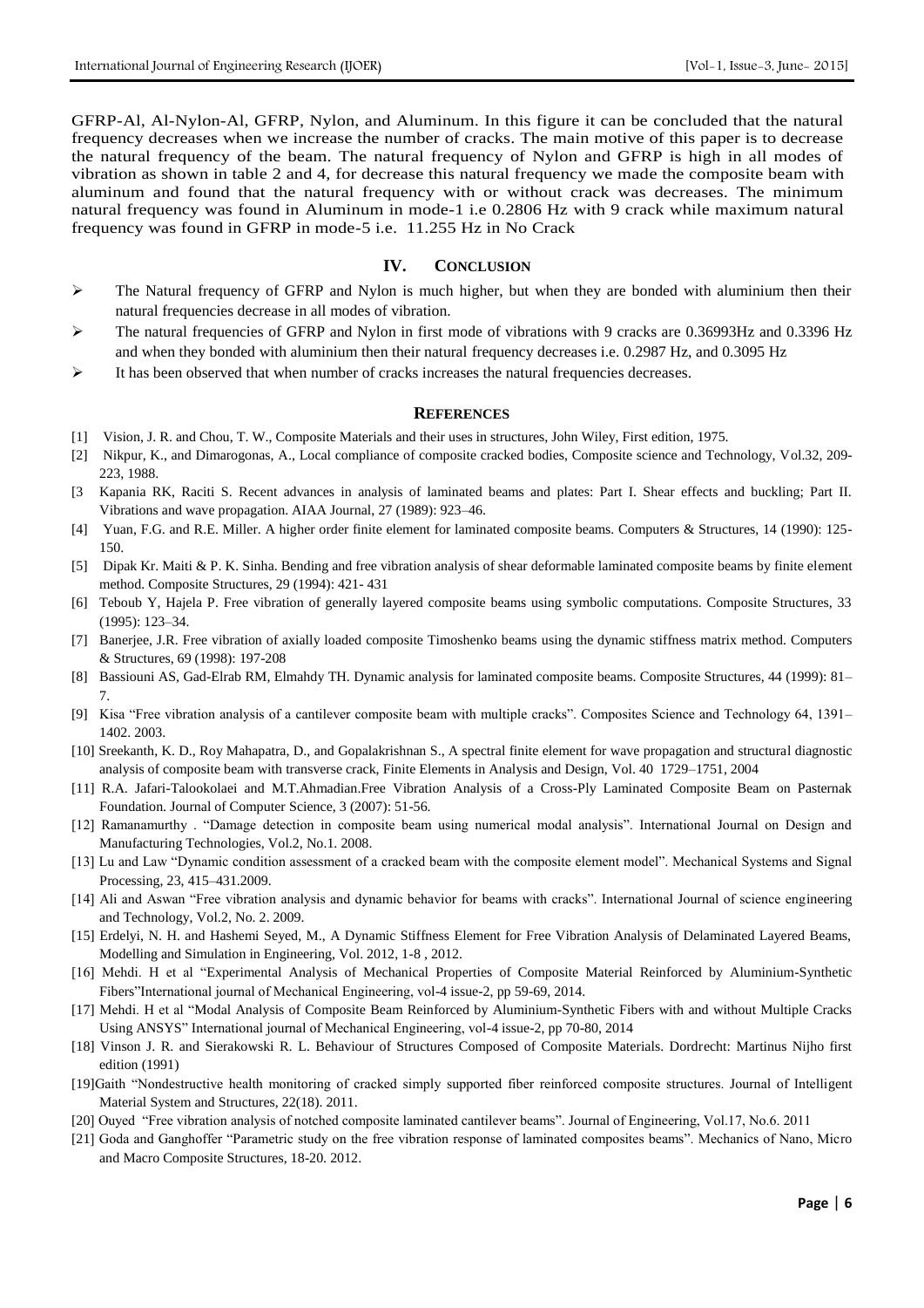GFRP-Al, Al-Nylon-Al, GFRP, Nylon, and Aluminum. In this figure it can be concluded that the natural frequency decreases when we increase the number of cracks. The main motive of this paper is to decrease the natural frequency of the beam. The natural frequency of Nylon and GFRP is high in all modes of vibration as shown in table 2 and 4, for decrease this natural frequency we made the composite beam with aluminum and found that the natural frequency with or without crack was decreases. The minimum natural frequency was found in Aluminum in mode-1 i.e 0.2806 Hz with 9 crack while maximum natural frequency was found in GFRP in mode-5 i.e. 11.255 Hz in No Crack

## IV. CONCLUSION

- The Natural frequency of GFRP and Nylon is much higher, but when they are bonded with aluminium then their natural frequencies decrease in all modes of vibration.
- The natural frequencies of GFRP and Nylon in first mode of vibrations with 9 cracks are 0.36993Hz and 0.3396 Hz and when they bonded with aluminium then their natural frequency decreases i.e. 0.2987 Hz, and 0.3095 Hz
- It has been observed that when number of cracks increases the natural frequencies decreases.

## REFERENCES

[1] Vision, J. R. and Chou, T. W., Composite Materials and their uses in structures, John Wiley, First edition, 1975.

[2] Nikpur, K., and Dimarogonas, A., Local compliance of composite cracked bodies, Composite science and Technology, Vol.32, 209-223, 1988.

[3 Kapania RK, Raciti S. Recent advances in analysis of laminated beams and plates: Part I. Shear effects and buckling; Part II. Vibrations and wave propagation. AIAA Journal, 27 (1989): 923–46.

[4] Yuan, F.G. and R.E. Miller. A higher order finite element for laminated composite beams. Computers & Structures, 14 (1990): 125-150.

[5] Dipak Kr. Maiti & P. K. Sinha. Bending and free vibration analysis of shear deformable laminated composite beams by finite element method. Composite Structures, 29 (1994): 421- 431

[6] Teboub Y, Hajela P. Free vibration of generally layered composite beams using symbolic computations. Composite Structures, 33 (1995): 123–34.

[7] Banerjee, J.R. Free vibration of axially loaded composite Timoshenko beams using the dynamic stiffness matrix method. Computers & Structures, 69 (1998): 197-208

[8] Bassiouni AS, Gad-Elrab RM, Elmahdy TH. Dynamic analysis for laminated composite beams. Composite Structures, 44 (1999): 81–7.

[9] Kisa "Free vibration analysis of a cantilever composite beam with multiple cracks". Composites Science and Technology 64, 1391–1402. 2003.

[10] Sreekanth, K. D., Roy Mahapatra, D., and Gopalakrishnan S., A spectral finite element for wave propagation and structural diagnostic analysis of composite beam with transverse crack, Finite Elements in Analysis and Design, Vol. 40 1729–1751, 2004

[11] R.A. Jafari-Talookolaei and M.T.Ahmadian.Free Vibration Analysis of a Cross-Ply Laminated Composite Beam on Pasternak Foundation. Journal of Computer Science, 3 (2007): 51-56.

[12] Ramanamurthy . "Damage detection in composite beam using numerical modal analysis". International Journal on Design and Manufacturing Technologies, Vol.2, No.1. 2008.

[13] Lu and Law "Dynamic condition assessment of a cracked beam with the composite element model". Mechanical Systems and Signal Processing, 23, 415–431.2009.

[14] Ali and Aswan "Free vibration analysis and dynamic behavior for beams with cracks". International Journal of science engineering and Technology, Vol.2, No. 2. 2009.

[15] Erdelyi, N. H. and Hashemi Seyed, M., A Dynamic Stiffness Element for Free Vibration Analysis of Delaminated Layered Beams, Modelling and Simulation in Engineering, Vol. 2012, 1-8 , 2012.

[16] Mehdi. H et al "Experimental Analysis of Mechanical Properties of Composite Material Reinforced by Aluminium-Synthetic Fibers"International journal of Mechanical Engineering, vol-4 issue-2, pp 59-69, 2014.

[17] Mehdi. H et al "Modal Analysis of Composite Beam Reinforced by Aluminium-Synthetic Fibers with and without Multiple Cracks Using ANSYS" International journal of Mechanical Engineering, vol-4 issue-2, pp 70-80, 2014

[18] Vinson J. R. and Sierakowski R. L. Behaviour of Structures Composed of Composite Materials. Dordrecht: Martinus Nijho first edition (1991)

[19]Gaith "Nondestructive health monitoring of cracked simply supported fiber reinforced composite structures. Journal of Intelligent Material System and Structures, 22(18). 2011.

[20] Ouyed "Free vibration analysis of notched composite laminated cantilever beams". Journal of Engineering, Vol.17, No.6. 2011

[21] Goda and Ganghoffer "Parametric study on the free vibration response of laminated composites beams". Mechanics of Nano, Micro and Macro Composite Structures, 18-20. 2012.